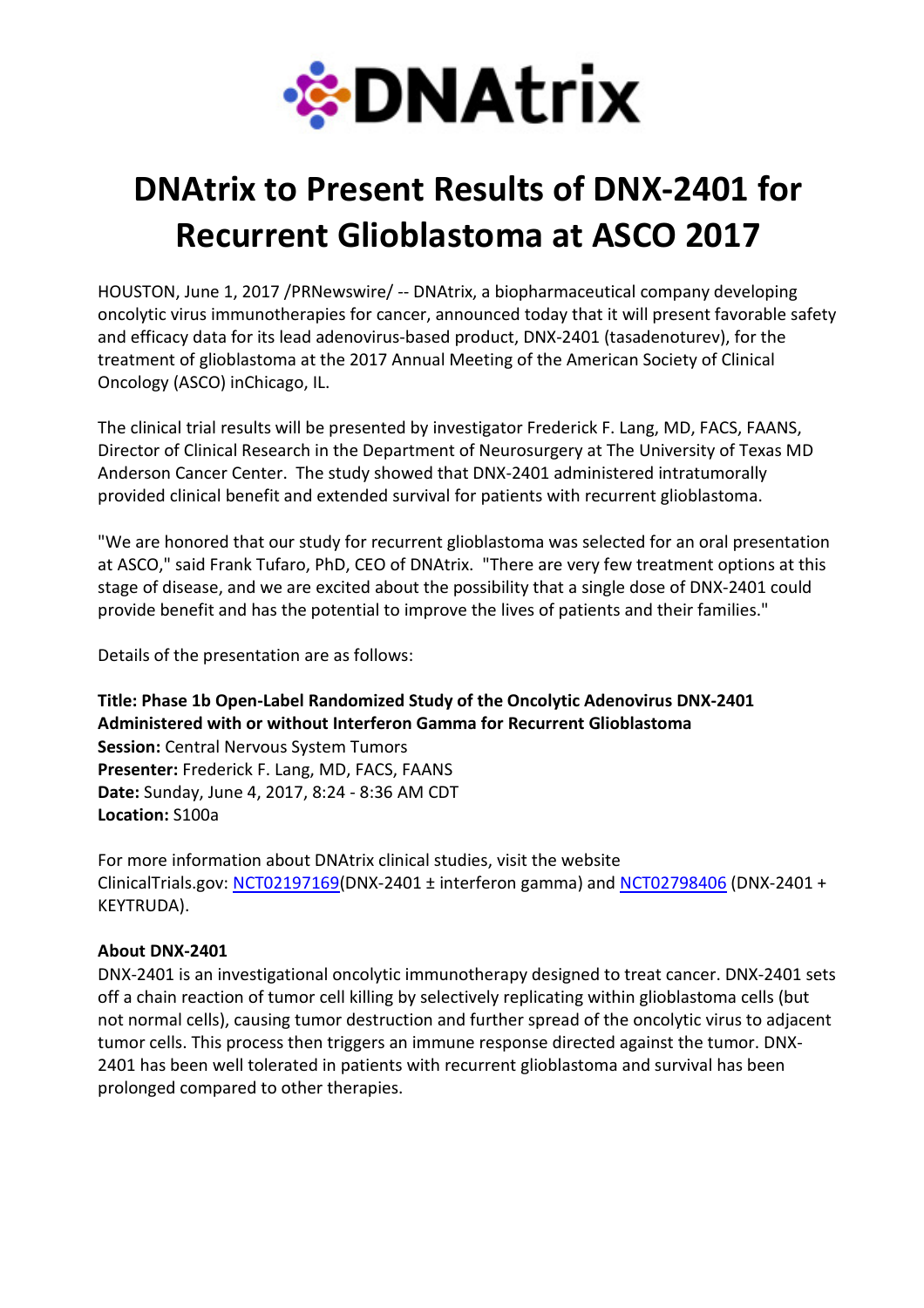DNAtrix

# DNAtrix to Present Results of DNX-2401 for Recurrent Glioblastoma at ASCO 2017

HOUSTON, June 1, 2017 /PRNewswire/ -- DNAtrix, a biopharmaceutical company developing oncolytic virus immunotherapies for cancer, announced today that it will present favorable safety and efficacy data for its lead adenovirus-based product, DNX-2401 (tasadenoturev), for the treatment of glioblastoma at the 2017 Annual Meeting of the American Society of Clinical Oncology (ASCO) inChicago, IL.

The clinical trial results will be presented by investigator Frederick F. Lang, MD, FACS, FAANS, Director of Clinical Research in the Department of Neurosurgery at The University of Texas MD Anderson Cancer Center. The study showed that DNX-2401 administered intratumorally provided clinical benefit and extended survival for patients with recurrent glioblastoma.

"We are honored that our study for recurrent glioblastoma was selected for an oral presentation at ASCO," said Frank Tufaro, PhD, CEO of DNAtrix. "There are very few treatment options at this stage of disease, and we are excited about the possibility that a single dose of DNX-2401 could provide benefit and has the potential to improve the lives of patients and their families."

Details of the presentation are as follows:

**Title: Phase 1b Open-Label Randomized Study of the Oncolytic Adenovirus DNX-2401 Administered with or without Interferon Gamma for Recurrent Glioblastoma**
**Session:** Central Nervous System Tumors
**Presenter:** Frederick F. Lang, MD, FACS, FAANS
**Date:** Sunday, June 4, 2017, 8:24 - 8:36 AM CDT
**Location:** S100a

For more information about DNAtrix clinical studies, visit the website ClinicalTrials.gov: NCT02197169(DNX-2401 ± interferon gamma) and NCT02798406 (DNX-2401 + KEYTRUDA).

**About DNX-2401**
DNX-2401 is an investigational oncolytic immunotherapy designed to treat cancer. DNX-2401 sets off a chain reaction of tumor cell killing by selectively replicating within glioblastoma cells (but not normal cells), causing tumor destruction and further spread of the oncolytic virus to adjacent tumor cells. This process then triggers an immune response directed against the tumor. DNX-2401 has been well tolerated in patients with recurrent glioblastoma and survival has been prolonged compared to other therapies.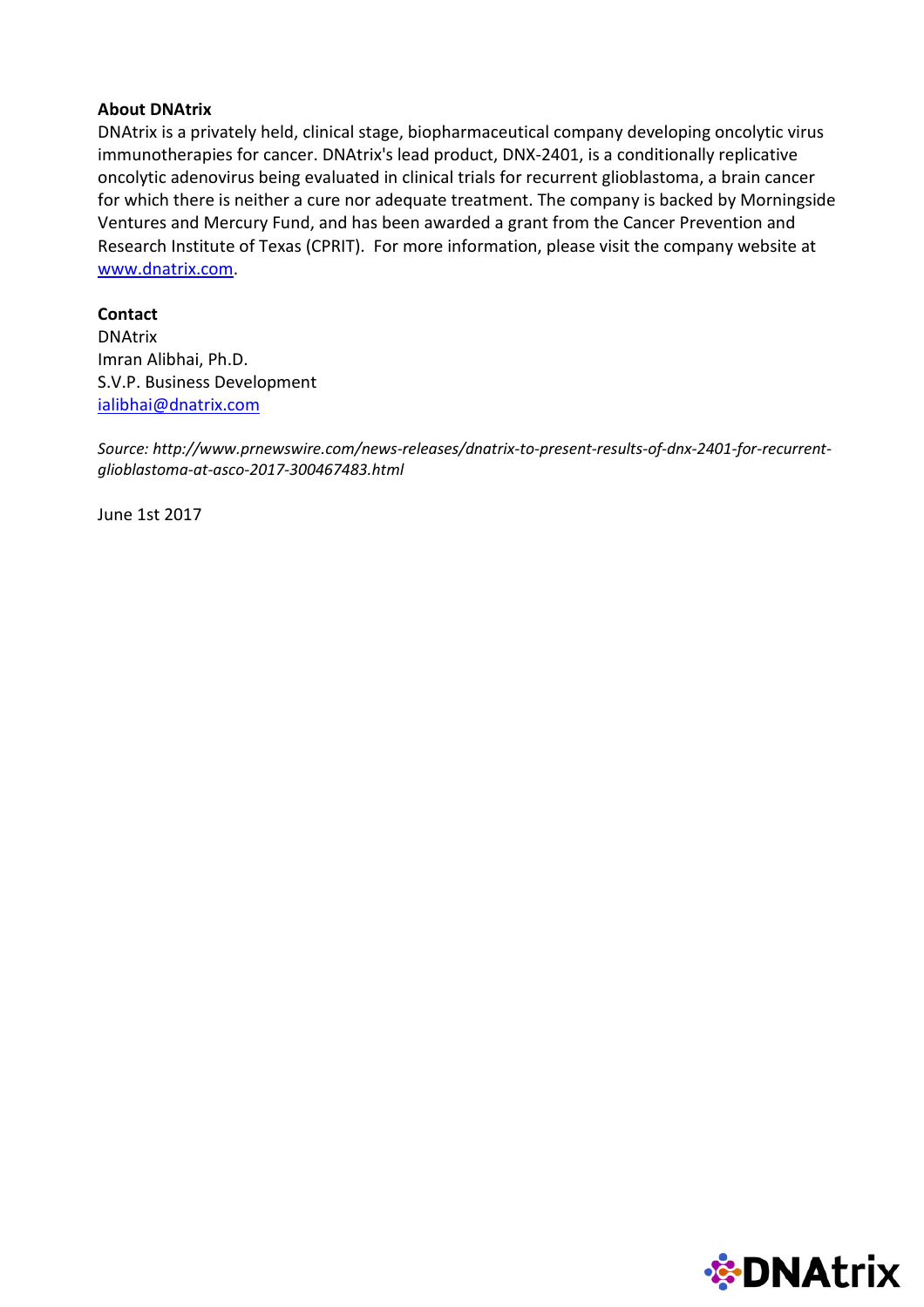**About DNAtrix**

DNAtrix is a privately held, clinical stage, biopharmaceutical company developing oncolytic virus immunotherapies for cancer. DNAtrix's lead product, DNX-2401, is a conditionally replicative oncolytic adenovirus being evaluated in clinical trials for recurrent glioblastoma, a brain cancer for which there is neither a cure nor adequate treatment. The company is backed by Morningside Ventures and Mercury Fund, and has been awarded a grant from the Cancer Prevention and Research Institute of Texas (CPRIT). For more information, please visit the company website at [www.dnatrix.com](http://www.dnatrix.com).

**Contact**

DNAtrix
Imran Alibhai, Ph.D.
S.V.P. Business Development
[ialibhai@dnatrix.com](mailto:ialibhai@dnatrix.com)

*Source: http://www.prnewswire.com/news-releases/dnatrix-to-present-results-of-dnx-2401-for-recurrent-glioblastoma-at-asco-2017-300467483.html*

June 1st 2017